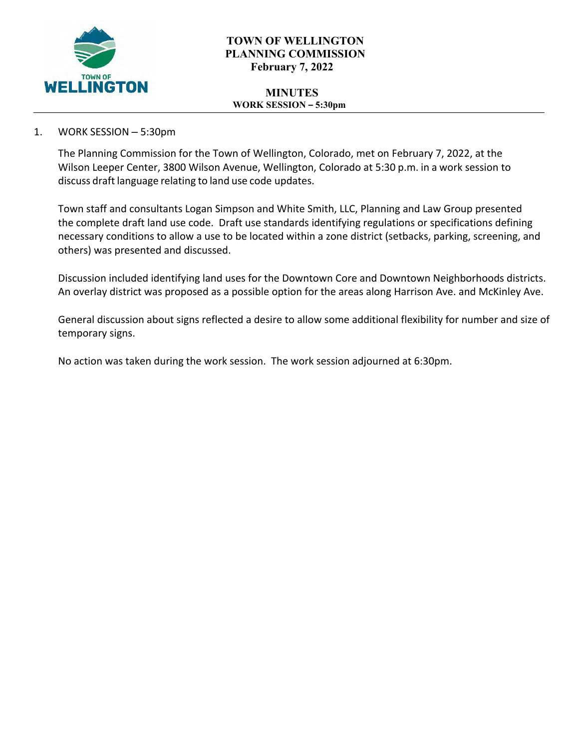# TOWN OF WELLINGTON PLANNING COMMISSION

**February 7, 2022**

## MINUTES

**WORK SESSION – 5:30pm**

1. WORK SESSION – 5:30pm

   The Planning Commission for the Town of Wellington, Colorado, met on February 7, 2022, at the Wilson Leeper Center, 3800 Wilson Avenue, Wellington, Colorado at 5:30 p.m. in a work session to discuss draft language relating to land use code updates.

   Town staff and consultants Logan Simpson and White Smith, LLC, Planning and Law Group presented the complete draft land use code. Draft use standards identifying regulations or specifications defining necessary conditions to allow a use to be located within a zone district (setbacks, parking, screening, and others) was presented and discussed.

   Discussion included identifying land uses for the Downtown Core and Downtown Neighborhoods districts. An overlay district was proposed as a possible option for the areas along Harrison Ave. and McKinley Ave.

   General discussion about signs reflected a desire to allow some additional flexibility for number and size of temporary signs.

   No action was taken during the work session. The work session adjourned at 6:30pm.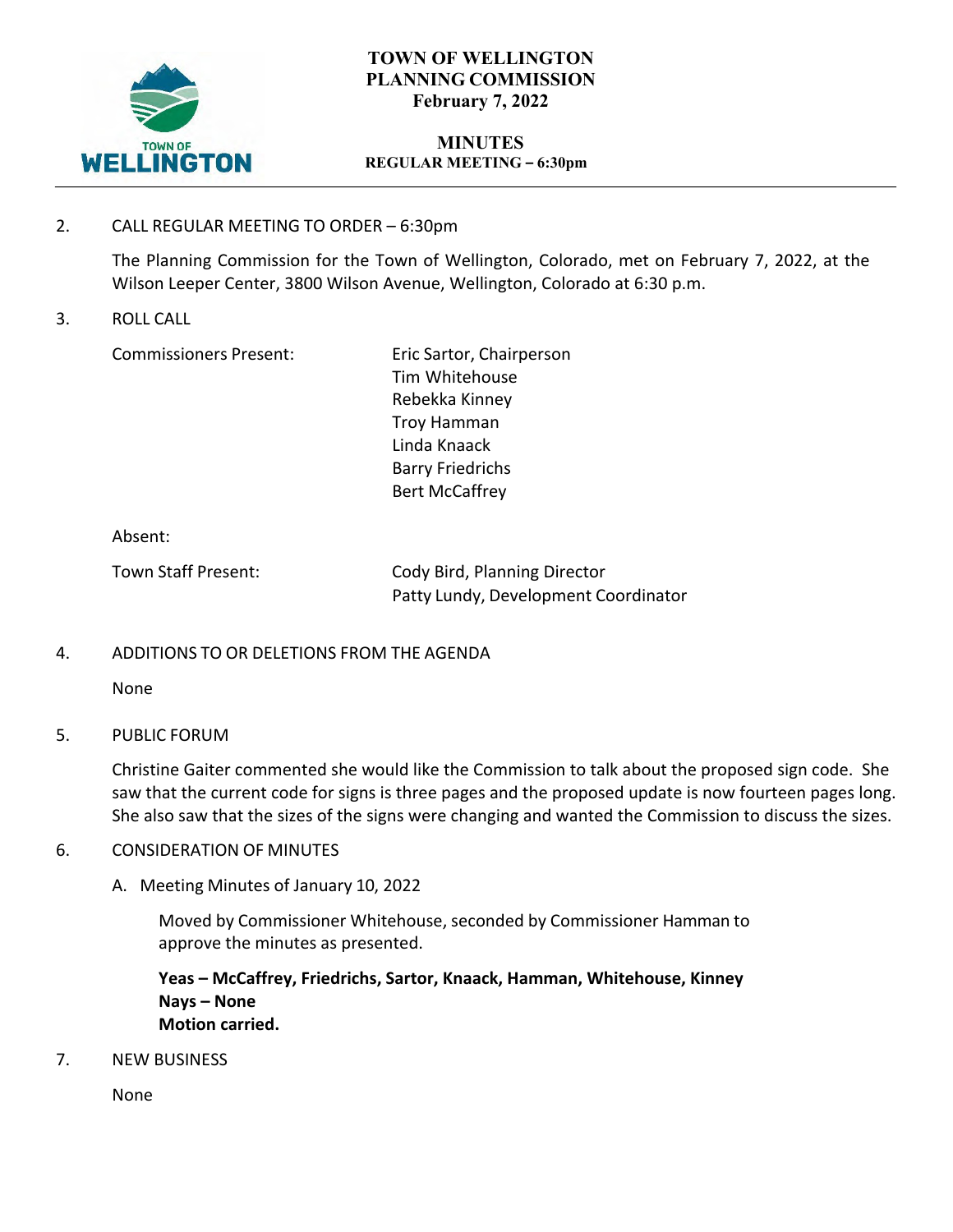**TOWN OF WELLINGTON**
**PLANNING COMMISSION**
**February 7, 2022**

**MINUTES**
**REGULAR MEETING – 6:30pm**

---

2. CALL REGULAR MEETING TO ORDER – 6:30pm

   The Planning Commission for the Town of Wellington, Colorado, met on February 7, 2022, at the Wilson Leeper Center, 3800 Wilson Avenue, Wellington, Colorado at 6:30 p.m.

3. ROLL CALL

   Commissioners Present: Eric Sartor, Chairperson
   Tim Whitehouse
   Rebekka Kinney
   Troy Hamman
   Linda Knaack
   Barry Friedrichs
   Bert McCaffrey

   Absent:

   Town Staff Present: Cody Bird, Planning Director
   Patty Lundy, Development Coordinator

4. ADDITIONS TO OR DELETIONS FROM THE AGENDA

   None

5. PUBLIC FORUM

   Christine Gaiter commented she would like the Commission to talk about the proposed sign code. She saw that the current code for signs is three pages and the proposed update is now fourteen pages long. She also saw that the sizes of the signs were changing and wanted the Commission to discuss the sizes.

6. CONSIDERATION OF MINUTES

   A. Meeting Minutes of January 10, 2022

      Moved by Commissioner Whitehouse, seconded by Commissioner Hamman to approve the minutes as presented.

      **Yeas – McCaffrey, Friedrichs, Sartor, Knaack, Hamman, Whitehouse, Kinney**
      **Nays – None**
      **Motion carried.**

7. NEW BUSINESS

   None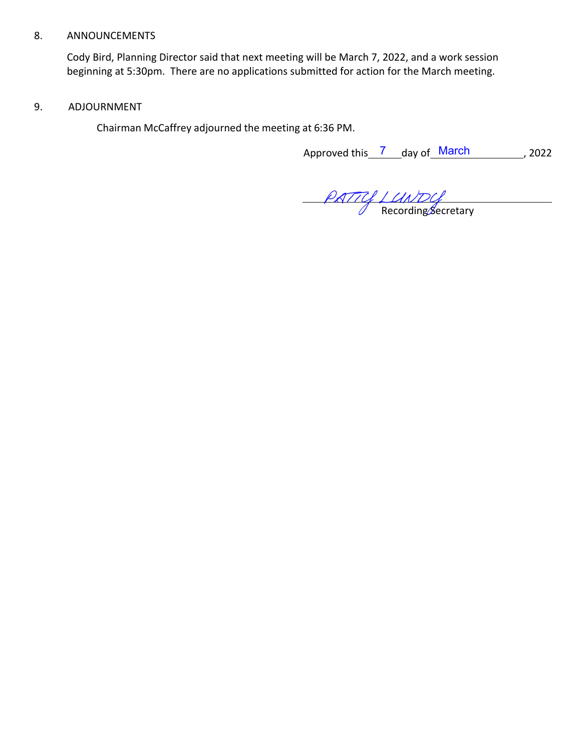8. ANNOUNCEMENTS

Cody Bird, Planning Director said that next meeting will be March 7, 2022, and a work session beginning at 5:30pm. There are no applications submitted for action for the March meeting.

9. ADJOURNMENT

Chairman McCaffrey adjourned the meeting at 6:36 PM.

Approved this 7 day of March, 2022

PATTY LUNDY

Recording Secretary